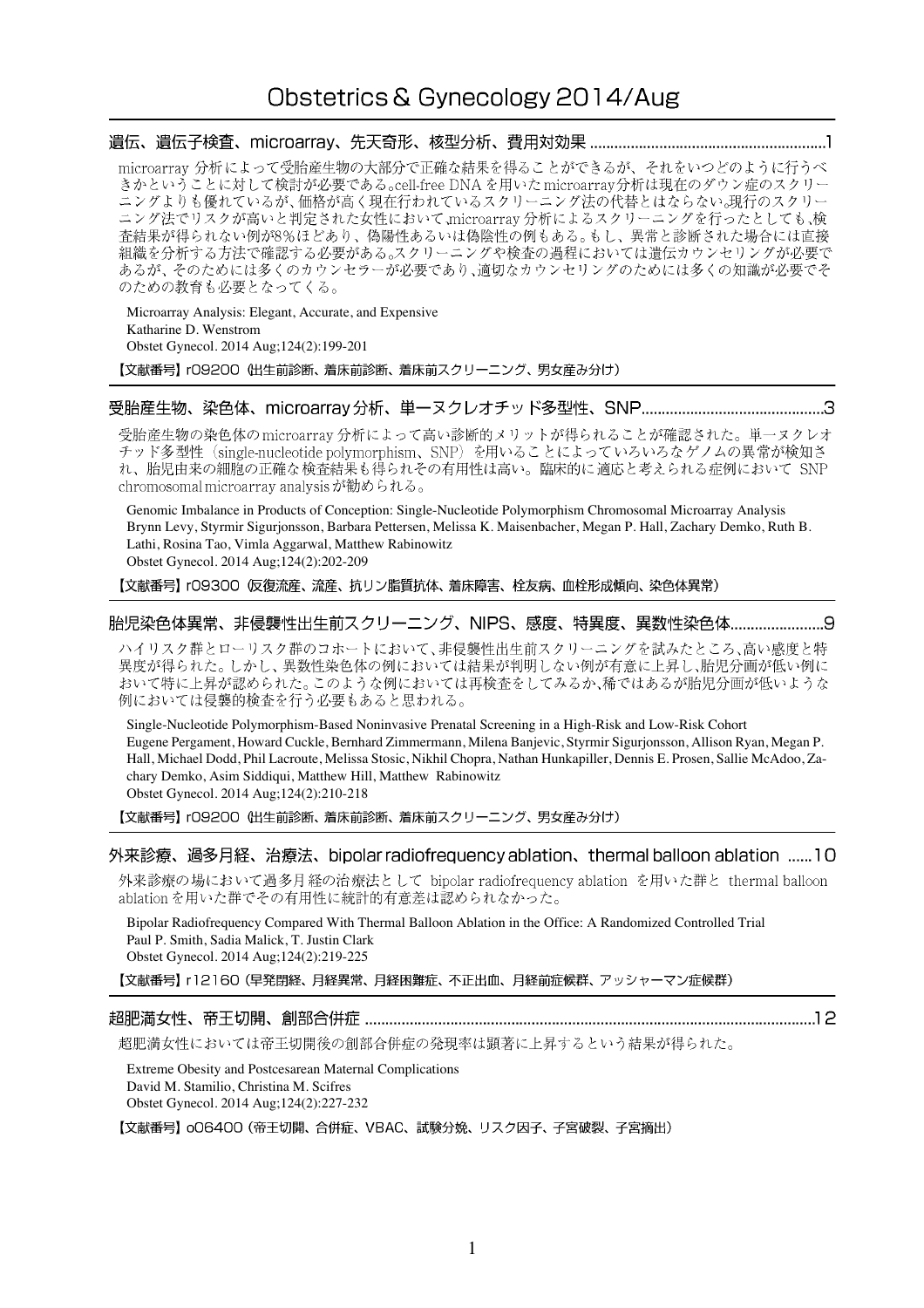# Obstetrics & Gynecology 2014/Aug

## 遺伝、遺伝子検査、microarray、先天奇形、核型分析、費用対効果 ......................................................... 1

microarray 分析によって受胎産生物の大部分で正確な結果を得ることができるが、それをいつどのように行うべきかということに対して検討が必要である。cell-free DNA を用いた microarray分析は現在のダウン症のスクリーニングよりも優れているが、価格が高く現在行われているスクリーニング法の代替とはならない。現行のスクリーニング法でリスクが高いと判定された女性において、microarray 分析によるスクリーニングを行ったとしても、検査結果が得られない例が8%ほどあり、偽陽性あるいは偽陰性の例もある。もし、異常と診断された場合には直接組織を分析する方法で確認する必要がある。スクリーニングや検査の過程においては遺伝カウンセリングが必要であるが、そのためには多くのカウンセラーが必要であり、適切なカウンセリングのためには多くの知識が必要でそのための教育も必要となってくる。

Microarray Analysis: Elegant, Accurate, and Expensive
Katharine D. Wenstrom
Obstet Gynecol. 2014 Aug;124(2):199-201

【文献番号】r09200（出生前診断、着床前診断、着床前スクリーニング、男女産み分け）

## 受胎産生物、染色体、microarray分析、単一ヌクレオチッド多型性、SNP ............................................ 3

受胎産生物の染色体の microarray 分析によって高い診断的メリットが得られることが確認された。単一ヌクレオチッド多型性（single-nucleotide polymorphism、SNP）を用いることによっていろいろなゲノムの異常が検知され、胎児由来の細胞の正確な検査結果も得られその有用性は高い。臨床的に適応と考えられる症例において SNP chromosomal microarray analysis が勧められる。

Genomic Imbalance in Products of Conception: Single-Nucleotide Polymorphism Chromosomal Microarray Analysis
Brynn Levy, Styrmir Sigurjonsson, Barbara Pettersen, Melissa K. Maisenbacher, Megan P. Hall, Zachary Demko, Ruth B. Lathi, Rosina Tao, Vimla Aggarwal, Matthew Rabinowitz
Obstet Gynecol. 2014 Aug;124(2):202-209

【文献番号】r09300（反復流産、流産、抗リン脂質抗体、着床障害、栓友病、血栓形成傾向、染色体異常）

## 胎児染色体異常、非侵襲性出生前スクリーニング、NIPS、感度、特異度、異数性染色体 ...................... 9

ハイリスク群とローリスク群のコホートにおいて、非侵襲性出生前スクリーニングを試みたところ、高い感度と特異度が得られた。しかし、異数性染色体の例においては結果が判明しない例が有意に上昇し、胎児分画が低い例において特に上昇が認められた。このような例においては再検査をしてみるか、稀ではあるが胎児分画が低いような例においては侵襲的検査を行う必要もあると思われる。

Single-Nucleotide Polymorphism-Based Noninvasive Prenatal Screening in a High-Risk and Low-Risk Cohort
Eugene Pergament, Howard Cuckle, Bernhard Zimmermann, Milena Banjevic, Styrmir Sigurjonsson, Allison Ryan, Megan P. Hall, Michael Dodd, Phil Lacroute, Melissa Stosic, Nikhil Chopra, Nathan Hunkapiller, Dennis E. Prosen, Sallie McAdoo, Zachary Demko, Asim Siddiqui, Matthew Hill, Matthew Rabinowitz
Obstet Gynecol. 2014 Aug;124(2):210-218

【文献番号】r09200（出生前診断、着床前診断、着床前スクリーニング、男女産み分け）

## 外来診療、過多月経、治療法、bipolar radiofrequency ablation、thermal balloon ablation ...... 10

外来診療の場において過多月経の治療法として bipolar radiofrequency ablation を用いた群と thermal balloon ablation を用いた群でその有用性に統計的有意差は認められなかった。

Bipolar Radiofrequency Compared With Thermal Balloon Ablation in the Office: A Randomized Controlled Trial
Paul P. Smith, Sadia Malick, T. Justin Clark
Obstet Gynecol. 2014 Aug;124(2):219-225

【文献番号】r12160（早発閉経、月経異常、月経困難症、不正出血、月経前症候群、アッシャーマン症候群）

## 超肥満女性、帝王切開、創部合併症 ............................................................................................................. 12

超肥満女性においては帝王切開後の創部合併症の発現率は顕著に上昇するという結果が得られた。

Extreme Obesity and Postcesarean Maternal Complications
David M. Stamilio, Christina M. Scifres
Obstet Gynecol. 2014 Aug;124(2):227-232

【文献番号】o06400（帝王切開、合併症、VBAC、試験分娩、リスク因子、子宮破裂、子宮摘出）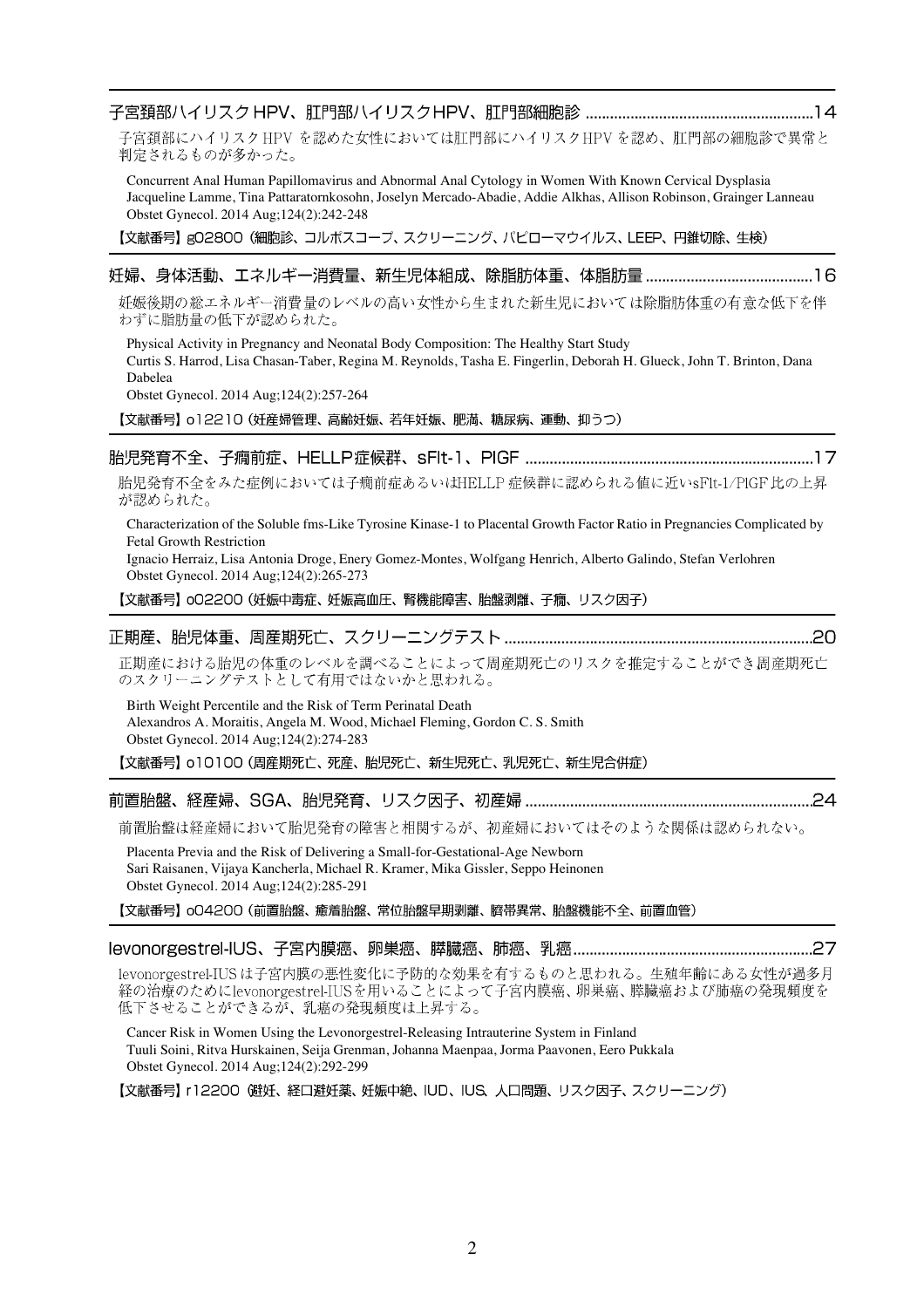## 子宮頸部ハイリスクHPV、肛門部ハイリスクHPV、肛門部細胞診 ......................................................14

子宮頸部にハイリスクHPVを認めた女性においては肛門部にハイリスクHPVを認め、肛門部の細胞診で異常と判定されるものが多かった。

Concurrent Anal Human Papillomavirus and Abnormal Anal Cytology in Women With Known Cervical Dysplasia
Jacqueline Lamme, Tina Pattaratornkosohn, Joselyn Mercado-Abadie, Addie Alkhas, Allison Robinson, Grainger Lanneau
Obstet Gynecol. 2014 Aug;124(2):242-248

【文献番号】g02800（細胞診、コルポスコープ、スクリーニング、パピローマウイルス、LEEP、円錐切除、生検）

## 妊婦、身体活動、エネルギー消費量、新生児体組成、除脂肪体重、体脂肪量 .........................................16

妊娠後期の総エネルギー消費量のレベルの高い女性から生まれた新生児においては除脂肪体重の有意な低下を伴わずに脂肪量の低下が認められた。

Physical Activity in Pregnancy and Neonatal Body Composition: The Healthy Start Study
Curtis S. Harrod, Lisa Chasan-Taber, Regina M. Reynolds, Tasha E. Fingerlin, Deborah H. Glueck, John T. Brinton, Dana Dabelea
Obstet Gynecol. 2014 Aug;124(2):257-264

【文献番号】o12210（妊産婦管理、高齢妊娠、若年妊娠、肥満、糖尿病、運動、抑うつ）

## 胎児発育不全、子癇前症、HELLP症候群、sFlt-1、PlGF ......................................................................17

胎児発育不全をみた症例においては子癇前症あるいはHELLP症候群に認められる値に近いsFlt-1/PlGF比の上昇が認められた。

Characterization of the Soluble fms-Like Tyrosine Kinase-1 to Placental Growth Factor Ratio in Pregnancies Complicated by Fetal Growth Restriction
Ignacio Herraiz, Lisa Antonia Droge, Enery Gomez-Montes, Wolfgang Henrich, Alberto Galindo, Stefan Verlohren
Obstet Gynecol. 2014 Aug;124(2):265-273

【文献番号】o02200（妊娠中毒症、妊娠高血圧、腎機能障害、胎盤剥離、子癇、リスク因子）

## 正期産、胎児体重、周産期死亡、スクリーニングテスト ..........................................................................20

正期産における胎児の体重のレベルを調べることによって周産期死亡のリスクを推定することができ周産期死亡のスクリーニングテストとして有用ではないかと思われる。

Birth Weight Percentile and the Risk of Term Perinatal Death
Alexandros A. Moraitis, Angela M. Wood, Michael Fleming, Gordon C. S. Smith
Obstet Gynecol. 2014 Aug;124(2):274-283

【文献番号】o10100（周産期死亡、死産、胎児死亡、新生児死亡、乳児死亡、新生児合併症）

## 前置胎盤、経産婦、SGA、胎児発育、リスク因子、初産婦 .....................................................................24

前置胎盤は経産婦において胎児発育の障害と相関するが、初産婦においてはそのような関係は認められない。

Placenta Previa and the Risk of Delivering a Small-for-Gestational-Age Newborn
Sari Raisanen, Vijaya Kancherla, Michael R. Kramer, Mika Gissler, Seppo Heinonen
Obstet Gynecol. 2014 Aug;124(2):285-291

【文献番号】o04200（前置胎盤、癒着胎盤、常位胎盤早期剥離、臍帯異常、胎盤機能不全、前置血管）

## levonorgestrel-IUS、子宮内膜癌、卵巣癌、膵臓癌、肺癌、乳癌..........................................................27

levonorgestrel-IUSは子宮内膜の悪性変化に予防的な効果を有するものと思われる。生殖年齢にある女性が過多月経の治療のためにlevonorgestrel-IUSを用いることによって子宮内膜癌、卵巣癌、膵臓癌および肺癌の発現頻度を低下させることができるが、乳癌の発現頻度は上昇する。

Cancer Risk in Women Using the Levonorgestrel-Releasing Intrauterine System in Finland
Tuuli Soini, Ritva Hurskainen, Seija Grenman, Johanna Maenpaa, Jorma Paavonen, Eero Pukkala
Obstet Gynecol. 2014 Aug;124(2):292-299

【文献番号】r12200（避妊、経口避妊薬、妊娠中絶、IUD、IUS、人口問題、リスク因子、スクリーニング）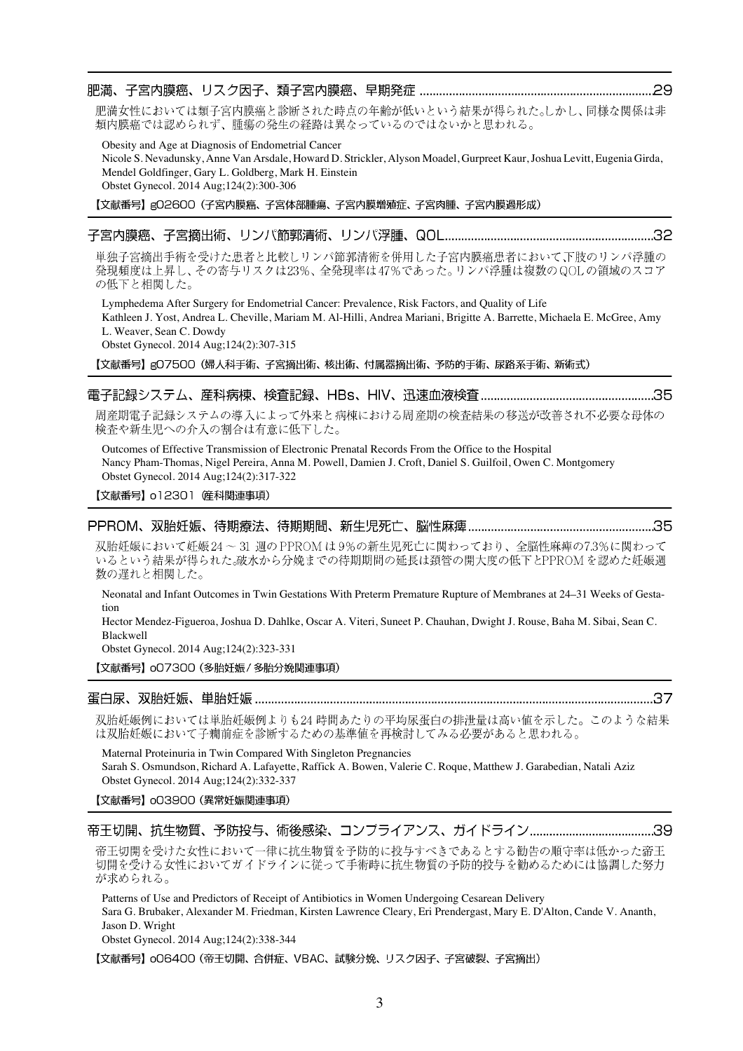## 肥満、子宮内膜癌、リスク因子、類子宮内膜癌、早期発症 ......................................................................29

肥満女性においては類子宮内膜癌と診断された時点の年齢が低いという結果が得られた。しかし、同様な関係は非類内膜癌では認められず、腫瘍の発生の経路は異なっているのではないかと思われる。

Obesity and Age at Diagnosis of Endometrial Cancer
Nicole S. Nevadunsky, Anne Van Arsdale, Howard D. Strickler, Alyson Moadel, Gurpreet Kaur, Joshua Levitt, Eugenia Girda, Mendel Goldfinger, Gary L. Goldberg, Mark H. Einstein
Obstet Gynecol. 2014 Aug;124(2):300-306

**【文献番号】g02600（子宮内膜癌、子宮体部腫瘍、子宮内膜増殖症、子宮肉腫、子宮内膜過形成）**

## 子宮内膜癌、子宮摘出術、リンパ節郭清術、リンパ浮腫、QOL..............................................................32

単独子宮摘出手術を受けた患者と比較しリンパ節郭清術を併用した子宮内膜癌患者において,下肢のリンパ浮腫の発現頻度は上昇し、その寄与リスクは23%、全発現率は47%であった。リンパ浮腫は複数のQOLの領域のスコアの低下と相関した。

Lymphedema After Surgery for Endometrial Cancer: Prevalence, Risk Factors, and Quality of Life
Kathleen J. Yost, Andrea L. Cheville, Mariam M. Al-Hilli, Andrea Mariani, Brigitte A. Barrette, Michaela E. McGree, Amy L. Weaver, Sean C. Dowdy
Obstet Gynecol. 2014 Aug;124(2):307-315

**【文献番号】g07500（婦人科手術、子宮摘出術、核出術、付属器摘出術、予防的手術、尿路系手術、新術式）**

## 電子記録システム、産科病棟、検査記録、HBs、HIV、迅速血液検査...................................................35

周産期電子記録システムの導入によって外来と病棟における周産期の検査結果の移送が改善され不必要な母体の検査や新生児への介入の割合は有意に低下した。

Outcomes of Effective Transmission of Electronic Prenatal Records From the Office to the Hospital
Nancy Pham-Thomas, Nigel Pereira, Anna M. Powell, Damien J. Croft, Daniel S. Guilfoil, Owen C. Montgomery
Obstet Gynecol. 2014 Aug;124(2):317-322

**【文献番号】o12301（産科関連事項）**

## PPROM、双胎妊娠、待期療法、待期期間、新生児死亡、脳性麻痺........................................................35

双胎妊娠において妊娠24～31週のPPROMは9%の新生児死亡に関わっており、全脳性麻痺の7.3%に関わっているという結果が得られた。破水から分娩までの待期期間の延長は頸管の開大度の低下とPPROMを認めた妊娠週数の遅れと相関した。

Neonatal and Infant Outcomes in Twin Gestations With Preterm Premature Rupture of Membranes at 24–31 Weeks of Gestation
Hector Mendez-Figueroa, Joshua D. Dahlke, Oscar A. Viteri, Suneet P. Chauhan, Dwight J. Rouse, Baha M. Sibai, Sean C. Blackwell
Obstet Gynecol. 2014 Aug;124(2):323-331

**【文献番号】o07300（多胎妊娠/多胎分娩関連事項）**

## 蛋白尿、双胎妊娠、単胎妊娠.......................................................................................................................37

双胎妊娠例においては単胎妊娠例よりも24時間あたりの平均尿蛋白の排泄量は高い値を示した。このような結果は双胎妊娠において子癇前症を診断するための基準値を再検討してみる必要があると思われる。

Maternal Proteinuria in Twin Compared With Singleton Pregnancies
Sarah S. Osmundson, Richard A. Lafayette, Raffick A. Bowen, Valerie C. Roque, Matthew J. Garabedian, Natali Aziz
Obstet Gynecol. 2014 Aug;124(2):332-337

**【文献番号】o03900（異常妊娠関連事項）**

## 帝王切開、抗生物質、予防投与、術後感染、コンプライアンス、ガイドライン.....................................39

帝王切開を受けた女性において一律に抗生物質を予防的に投与すべきであるとする勧告の順守率は低かった帝王切開を受ける女性においてガイドラインに従って手術時に抗生物質の予防的投与を勧めるためには協調した努力が求められる。

Patterns of Use and Predictors of Receipt of Antibiotics in Women Undergoing Cesarean Delivery
Sara G. Brubaker, Alexander M. Friedman, Kirsten Lawrence Cleary, Eri Prendergast, Mary E. D'Alton, Cande V. Ananth, Jason D. Wright
Obstet Gynecol. 2014 Aug;124(2):338-344

**【文献番号】o06400（帝王切開、合併症、VBAC、試験分娩、リスク因子、子宮破裂、子宮摘出）**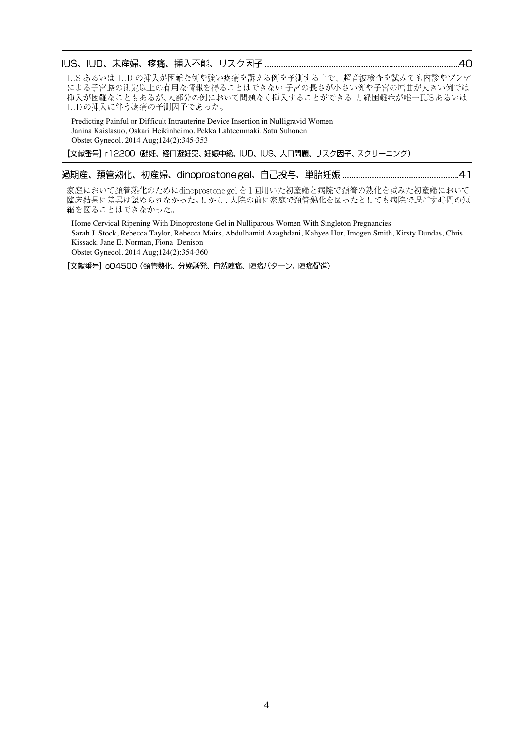## IUS、IUD、未産婦、疼痛、挿入不能、リスク因子 ..................................................................................40

IUS あるいは IUD の挿入が困難な例や強い疼痛を訴える例を予測する上で、超音波検査を試みても内診やゾンデによる子宮腔の測定以上の有用な情報を得ることはできない。子宮の長さが小さい例や子宮の屈曲が大きい例では挿入が困難なこともあるが、大部分の例において問題なく挿入することができる。月経困難症が唯一IUSあるいはIUDの挿入に伴う疼痛の予測因子であった。

Predicting Painful or Difficult Intrauterine Device Insertion in Nulligravid Women
Janina Kaislasuo, Oskari Heikinheimo, Pekka Lahteenmaki, Satu Suhonen
Obstet Gynecol. 2014 Aug;124(2):345-353

【文献番号】r12200（避妊、経口避妊薬、妊娠中絶、IUD、IUS、人口問題、リスク因子、スクリーニング）

## 過期産、頚管熟化、初産婦、dinoprostone gel、自己投与、単胎妊娠 ..................................................41

家庭において頚管熟化のためにdinoprostone gelを1回用いた初産婦と病院で頚管の熟化を試みた初産婦において臨床結果に差異は認められなかった。しかし、入院の前に家庭で頚管熟化を図ったとしても病院で過ごす時間の短縮を図ることはできなかった。

Home Cervical Ripening With Dinoprostone Gel in Nulliparous Women With Singleton Pregnancies
Sarah J. Stock, Rebecca Taylor, Rebecca Mairs, Abdulhamid Azaghdani, Kahyee Hor, Imogen Smith, Kirsty Dundas, Chris Kissack, Jane E. Norman, Fiona Denison
Obstet Gynecol. 2014 Aug;124(2):354-360

【文献番号】o04500（頚管熟化、分娩誘発、自然陣痛、陣痛パターン、陣痛促進）